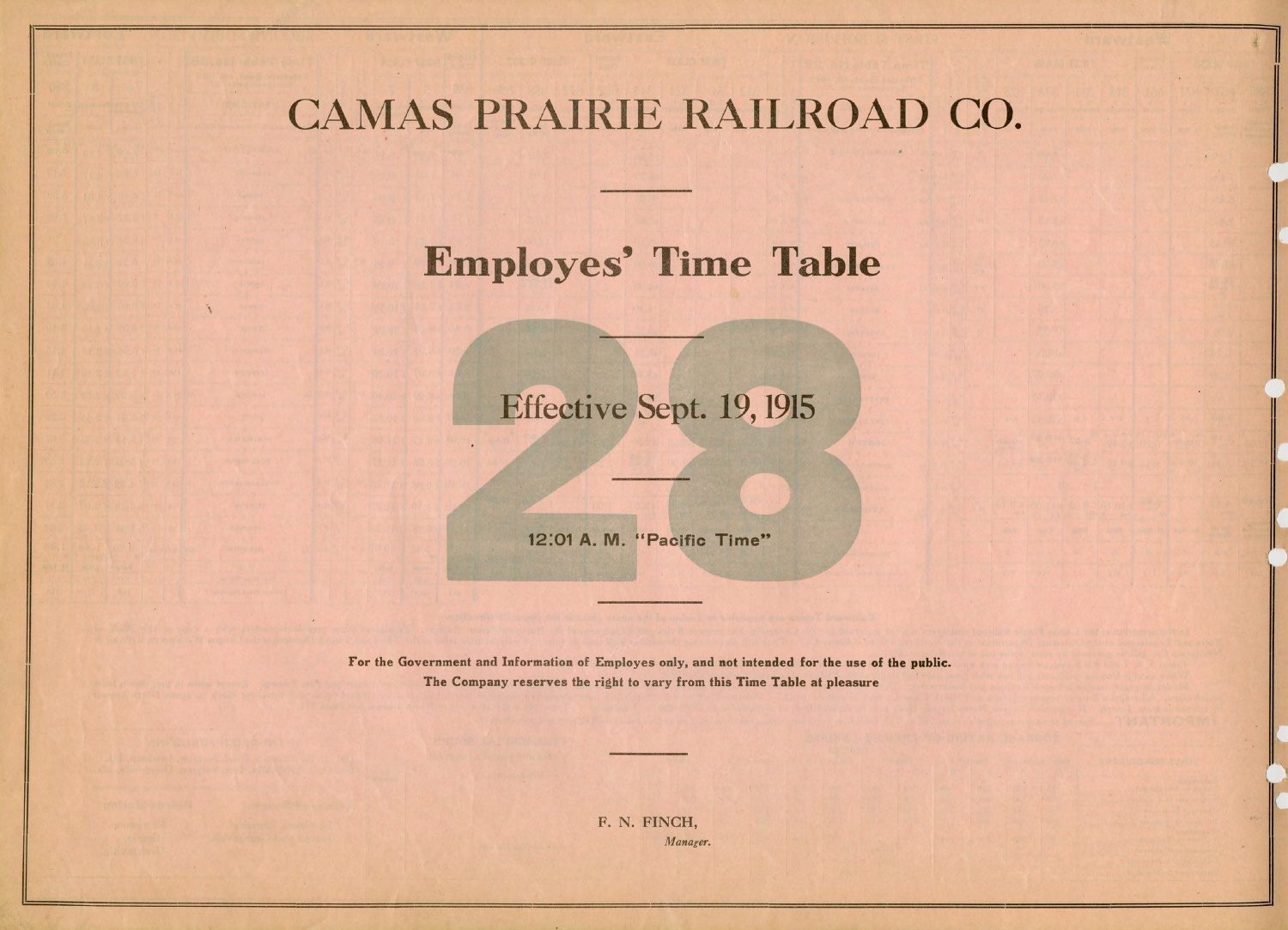# CAMAS PRAIRIE RAILROAD CO.

## Employes' Time Table

# 28

### Effective Sept. 19, 1915

**12:01 A. M. "Pacific Time"**

**For the Government and Information of Employes only, and not intended for the use of the public.**
**The Company reserves the right to vary from this Time Table at pleasure**

F. N. FINCH,
*Manager.*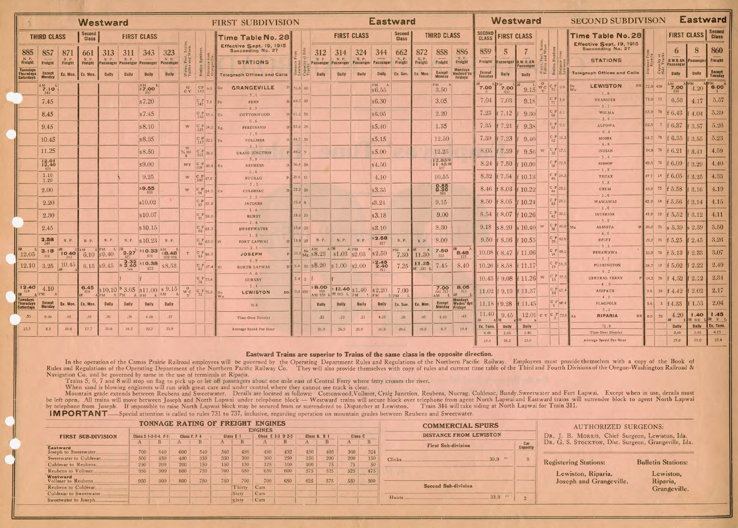# FIRST SUBDIVISION

## Time Table No. 28

Effective Sept. 19, 1915. Succeeding No. 27

| Westward — Third Class 885 N.P. Freight | 857 Freight | 871 N.P. Freight | Second Class 661 N.P. Freight | First Class 313 N.P. Passenger | 311 N.P. Passenger | 343 Passenger | 323 N.P. Passenger | Water, Fuel, Scales, Tables and Wyes | Station Numbers | Distance from Grangeville | STATIONS — Telegraph Offices and Calls | Distance From Lewiston | Capacity of Side Tracks | Eastward — First Class 312 N.P. Passenger | 314 N.P. Passenger | 324 N.P. Passenger | 344 Passenger | Second Class 662 N.P. Freight | Third Class 872 N.P. Freight | 858 Freight | 886 N.P. Freight |
|---|---|---|---|---|---|---|---|---|---|---|---|---|---|---|---|---|---|---|---|---|---|
| Tuesdays Thursdays Saturdays | Except Monday | Ex. Mon. | Ex. Mon. | Daily | Daily | Daily | Daily | | | | | | | Daily | Daily | Daily | Daily | Ex. Sun. | Ex. Mon. | Except Monday | Mondays Wednes'ys Fridays |
| | AM 7.10 L (343) | | | | | AM s7.00 L (857) | | W CY | CP 149 | 0.0 | Ge GRANGEVILLE D | 76.8 | 60 | | | | PM s6.55 A | | | PM 3.50 A | |
| | 7.45 | | | | | s7.20 | | | CP 142 | 7.1 | Fn FENN D (7.1) | 69.7 | 35 | | | | s6.30 | | | 3.05 | |
| | 8.45 | | | | | s7.45 | | | CP 133 | 15.6 | Co COTTONWOOD D (8.5) | 61.2 | 50 | | | | s6.05 | | | 2.20 | |
| | 9.45 | | | | | s8.10 | | W | CP 125 | 24.2 | Rg FERDINAND D (8.6) | 52.6 | 20 | | | | s5.40 | | | 1.35 | |
| | 10.45 | | | | | s8.35 | | | CP 117 | 32.1 | Vo VOLLMER D (7.9) | 44.7 | 30 | | | | s5.15 | | | 12.50 | |
| | 11.25 | | | | | s8.50 | | W ¾ Mi E | CP 113 | 36.6 | CRAIG JUNCTION P (4.5) | 40.2 | 9 | | | | s5.00 | | | 12.25 | |
| | 12.01 / 12.40 (858) | | | | | s9.00 | | WY | CP 109 | 40.4 | Ru REUBENS D (3.8) | 36.4 | 30 | | | | s4.50 | | | 12.05 PM / 11.45 AM (857) | |
| | 1.10 / 1.20 | | | | | 9.25 | | W | CP 102 | 47.0 | NUCRAG P (6.6) | 29.8 | 11 | | | | 4.10 | | | 10.55 | |
| | 2.00 | | | | | s9.55 (858) | | W | CP 94 | 54.5 | Cu CULDESAC D (7.5) | 22.3 | 20 | | | | s3.35 | | | 9.55 / 9.30 (343) | |
| | 2.20 | | | | | s10.02 | | | CP 92 | 57.0 | JACQUES (2.5) | 19.8 | 8 | | | | s3.24 | | | 9.15 | |
| | 2.30 | | | | | s10.07 | | | CP 91 | 58.6 | BUNDY (1.6) | 18.2 | 15 | | | | s3.18 | | | 9.00 | |
| | 2.45 | | | | | s10.15 | | | CP 88 | 61.2 | SWEETWATER (2.6) | 15.6 | 20 | | | | s3.10 | | | 8.30 | |
| | 2.58 (344) | N.P. | N.P. | N.P. | N.P. | s10.23 | N.P. | | CP 86 | 63.0 | Pl FORT LAPWAI D (1.8) | 13.8 | 25 | N.P. | N.P. | N.P. | s2.58 (857) | N.P. | N.P. | 8.00 | |
| PM 12.05 L | PM 3.18 (311) | AM 10.40 (343) | AM 6.10 L | PM s9.40 L | PM 2.27 (857) | s10.33 (871) | AM s8.48 (858-886) | Y | CP 83 | 66.5 | JOSEPH P (3.5) | 10.3 | No Sdg. | AM s8.23 A | PM s1.03 A | PM s2.03 | s2.50 | PM 7.30 A | AM 11.30 A | 7.50 (323) | AM 8.48 A (323) |
| 12.10 | 3.25 | AM 10.45 | 6.15 | s9.45 | s 2.32 / 2.40 (344) | s10.38 (872) | s8.53 | | CP 82 | 67.4 | Nl NORTH LAPWAI D (0.9) | 9.4 | 50 | s8.20 | s1.00 | s2.00 | s2.45 / 2.40 (311) | 7.25 | 11.25 AM (343) L | 7.45 | 8.40 |
| | | | | f | f | | | | CP 76 | 73.4 | GURNEY (6.0) | 3.4 | 2 | f | f | | | | | | |
| PM 12.40 (314) A | PM 4.10 A | | AM 6.45 (858) | PM s10.10 A | PM s3.05 A | AM s11.00 A | AM s9.15 A | O WC | CP 72 | 76.8 | De Wn LEWISTON DN (3.4) | 0.0 | 450 | AM s8.00 (886) AM (858) L | PM s12.40 (885) L | PM s1.40 L | PM s2.20 L | PM 7.00 L | | AM 7.00 (661 312) L | AM 8.05 (312) L |
| Tuesdays Thursdays Saturdays | Except Monday | Ex. Mon. | Ex. Mon. | Daily | Daily | Daily | Daily | | | | 76.8 | | | Daily | Daily | Daily | Daily | Ex. Sun. | Ex. Mon. | Except Monday | Mondays Wedns'dys Fridays |
| .35 | 9.00 | .05 | .35 | .30 | .38 | 4.00 | .27 | | | | Time Over District | | | .25 | .23 | .23 | 4.35 | .30 | .05 | 8.50 | .43 |
| 17.7 | 8.5 | 10.8 | 17.7 | 20.6 | 16.3 | 19.2 | 22.9 | | | | Average Speed Per Hour | | | 26.9 | 26.9 | 26.9 | 16.8 | 20.6 | 10.8 | 8.7 | 14.4 |

# SECOND SUBDIVISON

## Time Table No. 28

Effective Sept. 19, 1915. Succeeding No. 27

| Westward — Second Class 859 Freight | First Class 5 Passenger | 7 O.W.R.&N. Passenger | Water, Fuel, Scales, Tables and Wyes | Station Numbers | Distance from Lewiston | STATIONS — Telegraph Offices and Calls | Distance From Riparia | Capacity of Side Tracks | Eastward — First Class 6 O.W.R.&N. Passenger | 8 Passenger | Second Class 860 Freight |
|---|---|---|---|---|---|---|---|---|---|---|---|
| Except Tuesday | Daily | Daily | | | | | | | Daily | Daily | Except Tuesday |
| AM 7.00 L (6) | PM 7.00 L (860) | AM 9.15 L | O WC T | CP 72 | 0.0 | De Wu LEWISTON DN | 72.0 | 450 | AM 7.00 A (859) | PM 4.20 A | PM 6.00 A (5) |
| 7.04 | 7.03 | 9.18 | | CP 71 | 1.0 | TRANSFER (1.0) | 71.0 | 15 | 6.56 | 4.17 | 5.57 |
| 7.23 | f 7.12 | f 9.30 | | CP 66 | 6.1 | WILMA (5.1) | 65.9 | 70 | f 6.43 | f 4.04 | 5.39 |
| 7.35 | f 7.21 | f 9.38 | | CP 63 | 9.5 | ALPOWA (3.4) | 62.5 | 7 | f 6.37 | f 3.57 | 5.26 |
| 7.39 | f 7.23 | f 9.40 | | CP 62 | 10.3 | MOSES (0.8) | 61.7 | 70 | f 6.35 | f 3.55 | 5.23 |
| 8.05 | f 7.39 | f 9.56 | W | CP 55 | 17.1 | INDIAN (6.8) | 54.9 | 70 | f 6.21 | f 3.41 | 4.59 |
| 8.24 | f 7.50 | f 10.09 | | CP 50 | 22.5 | BISHOP (5.4) | 49.5 | 70 | f 6.09 | f 3.29 | 4.40 |
| 8.32 | f 7.54 | f 10.13 | | CP 48 | 24.3 | TRUAX (1.8) | 47.7 | 14 | f 6.05 | f 3.25 | 4.33 |
| 8.46 | f 8.03 | f 10.22 | | CP 44 | 28.1 | CRUM (3.8) | 43.9 | 75 | f 5.58 | f 3.16 | 4.19 |
| 8.50 | f 8.05 | f 10.24 | | CP 43 | 29.1 | WAWAWAI (1.0) | 42.9 | 14 | f 5.56 | f 3.14 | 4.15 |
| 8.54 | f 8.07 | f 10.26 | | CP 42 | 30.1 | INTERIOR (1.0) | 41.9 | 19 | f 5.52 | f 3.12 | 4.11 |
| 9.18 | s 8.20 | s 10.40 | W | CP 36 | 36.0 | Ma ALMOTA D (5.9) | 36.0 | 70 | s 5.39 | s 2.59 | 3.50 |
| 9.50 | f 8.36 | f 10.55 | | CP 29 | 42.8 | SWIFT (6.8) | 29.2 | 70 | f 5.25 | f 2.45 | 3.26 |
| 10.08 | f 8.47 | f 11.06 | | CP 24 | 48.1 | PENAWAWA (5.3) | 23.9 | 70 | f 5.13 | f 2.33 | 3.07 |
| 10.26 | f 8.58 | f 11.17 | | CP 19 | 53.3 | PURRINGTON (5.2) | 18.7 | 12 | f 5.02 | f 2.22 | 2.49 |
| 10.43 | f 9.08 | f 11.26 | W | CP 15 | 57.5 | CENTRAL FERRY (4.2) | 14.5 | 70 | f 4.52 | f 2.12 | 2.34 |
| 11.02 | f 9.19 | f 11.37 | | CP 10 | 62.4 | RIDPATH (4.9) | 9.6 | 28 | f 4.42 | f 2.02 | 2.17 |
| 11.18 | f 9.28 | f 11.45 | | CP 6 | 66.4 | FLAGPOLE (4.0) | 5.6 | 3 | f 4.33 | f 1.53 | 2.04 |
| AM 11.40 A | PM 9.45 A | PM 12.01 A | C Y | CP 0 | 72.0 | Ax RIPARIA DN (5.6) | 0.0 | 70 | AM 4.20 L | PM 1.40 (860) L | PM 1.45 (8) L |
| Ex. Tues. | Daily | Daily | | | | | | | Daily | Daily | Ex. Tues. |
| 4.40 | 2.45 | 2.46 | | | | Time Over District 72.0 | | | 2.40 | 2.40 | 4.15 |
| 15.4 | 26.2 | 25.9 | | | | Average Speed Per Hour | | | 27.0 | 27.0 | 17.4 |

**Eastward Trains are superior to Trains of the same class in the opposite direction.**

In the operation of the Camas Prairie Railroad employees will be governed by the Operating Department Rules and Regulations of the Northern Pacific Railway. Employees must provide themselves with a copy of the Book of Rules and Regulations of the Operating Department of the Northern Pacific Railway Co. They will also provide themselves with copy of rules and current time table of the Third and Fourth Divisions of the Oregon-Washington Railroad & Navigation Co. and be governed by same in the use of terminals at Riparia.

Trains 5, 6, 7 and 8 will stop on flag to pick up or let off passengers about one mile east of Central Ferry where ferry crosses the river.

When sand is blowing engineers will run with great care and under control where they cannot see track is clear.

Mountain grade extends between Reubens and Sweetwater. Derails are located as follows: Cottonwood, Vollmer, Craig Junction, Reubens, Nucrag, Culdesac, Bundy, Sweetwater and Fort Lapwai. Except when in use, derails must be left open. All trains will move between Joseph and North Lapwai under telephone block — Westward trains will secure block over telephone from agent North Lapwai and Eastward trains will surrender block to agent North Lapwai by telephone from Joseph. If impossible to raise North Lapwai block may be secured from or surrendered to Dispatcher at Lewiston. Train 344 will take siding at North Lapwai for Train 311.

**IMPORTANT**—Special attention is called to rules 731 to 737, inclusive, regarding operation on mountain grades between Reubens and Sweetwater.

## TONNAGE RATING OF FREIGHT ENGINES

| FIRST SUB-DIVISION | Class S 1-2-3-4, F-1 | | Class F, F 4 | | Class E 1 | | Class E 2-3 D 2-3 | | Class B, B 1 | | Class C | |
|---|---|---|---|---|---|---|---|---|---|---|---|---|
| | A | B | A | B | A | B | A | B | A | B | A | B |
| **Eastward** Joseph to Sweetwater | 700 | 640 | 600 | 540 | 540 | 486 | 480 | 432 | 450 | 405 | 360 | 324 |
| Sweetwater to Culdesac | 500 | 450 | 400 | 350 | 350 | 315 | 300 | 250 | 250 | 200 | 200 | 150 |
| Culdesac to Reubens | 250 | 200 | 200 | 150 | 150 | 130 | 125 | 100 | 100 | 75 | 75 | 50 |
| Reubens to Vollmer | 950 | 900 | 800 | 750 | 700 | 650 | 650 | 600 | 575 | 525 | 525 | 475 |
| **Westward** Vollmer to Reubens | 950 | 900 | 800 | 750 | 750 | 700 | 700 | 650 | 625 | 575 | 550 | 500 |
| Reubens to Culdesac | | | | | | Thirty | Cars | | | | | |
| Culdesac to Sweetwater | | | | | | Sixty | Cars | | | | | |
| Sweetwater to Joseph | | | | | | Sixty | Cars | | | | | |

## COMMERCIAL SPURS

| DISTANCE FROM LEWISTON | | Car Capacity |
|---|---|---|
| **First Sub-division** | | |
| Clicks | 39.9 " | 8 |
| **Second Sub-division** | | |
| Hunts | 33.8 " | 2 |

## AUTHORIZED SURGEONS:

Dr. J. B. Morris, Chief Surgeon, Lewiston, Ida.
Dr. G. S. Stockton, Dist. Surgeon, Grangeville, Ida.

**Registering Stations:** Lewiston, Riparia, Joseph and Grangeville.

**Bulletin Stations:** Lewiston, Riparia, Grangeville.